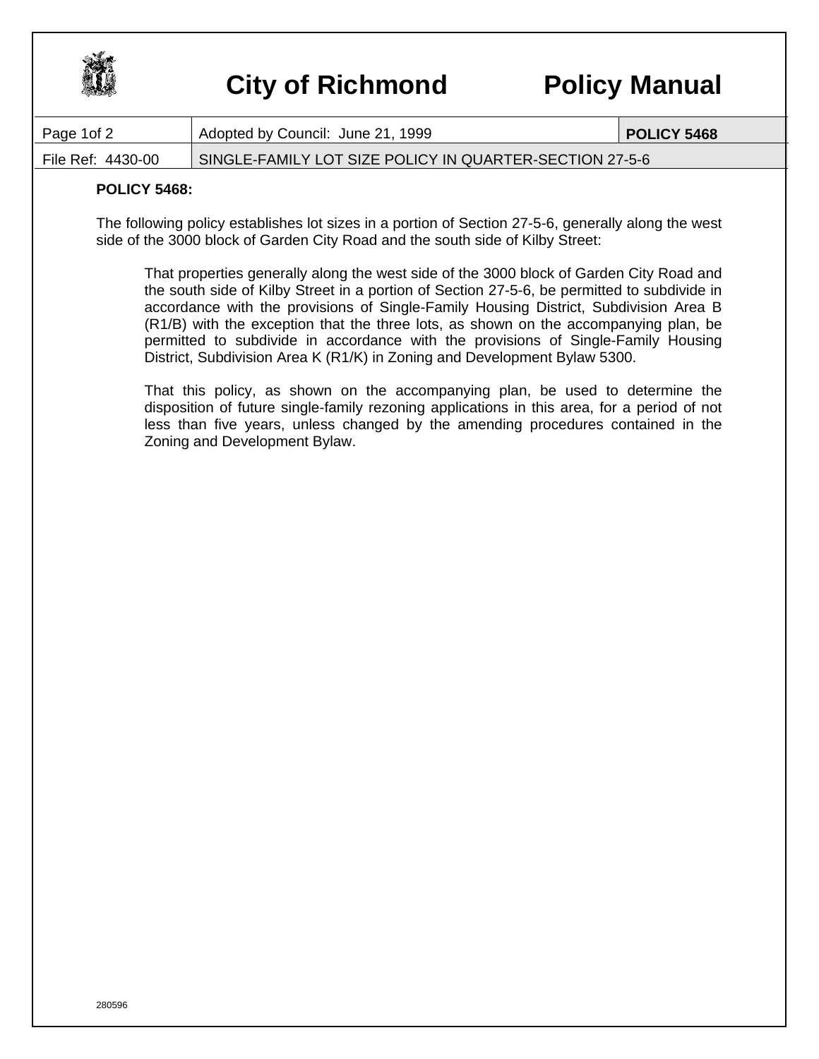# City of Richmond Policy Manual

| Page 1of 2 | Adopted by Council: June 21, 1999 | POLICY 5468 |
| --- | --- | --- |
| File Ref: 4430-00 | SINGLE-FAMILY LOT SIZE POLICY IN QUARTER-SECTION 27-5-6 | |

**POLICY 5468:**

The following policy establishes lot sizes in a portion of Section 27-5-6, generally along the west side of the 3000 block of Garden City Road and the south side of Kilby Street:

> That properties generally along the west side of the 3000 block of Garden City Road and the south side of Kilby Street in a portion of Section 27-5-6, be permitted to subdivide in accordance with the provisions of Single-Family Housing District, Subdivision Area B (R1/B) with the exception that the three lots, as shown on the accompanying plan, be permitted to subdivide in accordance with the provisions of Single-Family Housing District, Subdivision Area K (R1/K) in Zoning and Development Bylaw 5300.
>
> That this policy, as shown on the accompanying plan, be used to determine the disposition of future single-family rezoning applications in this area, for a period of not less than five years, unless changed by the amending procedures contained in the Zoning and Development Bylaw.

280596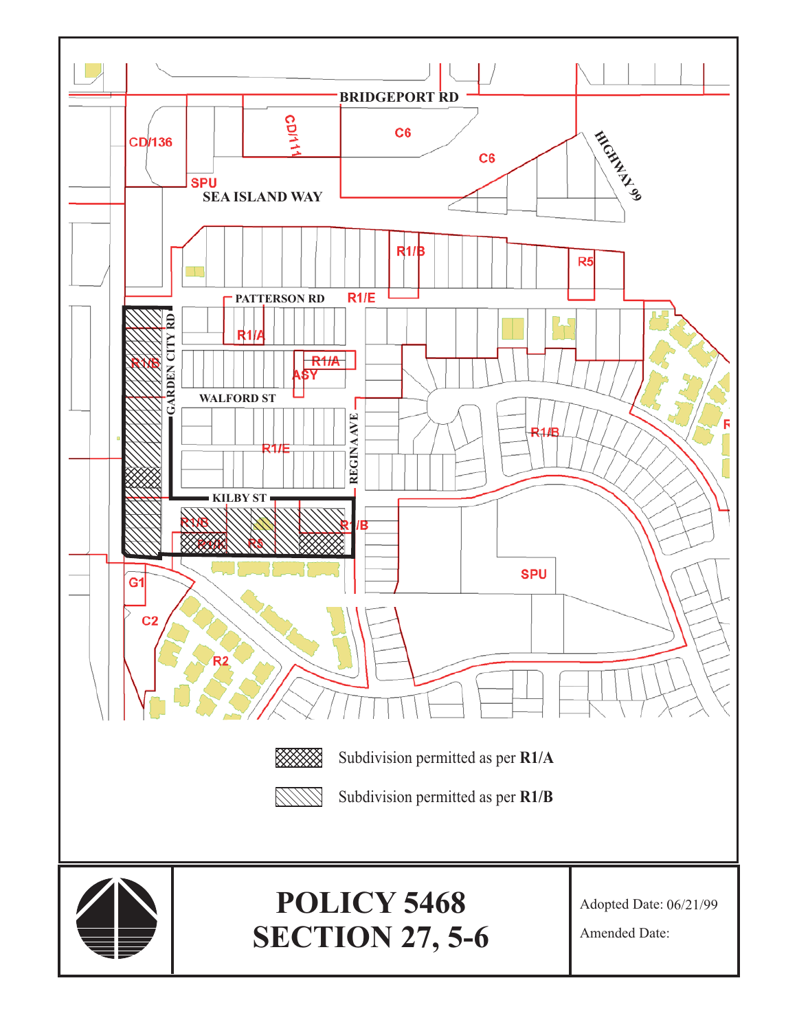BRIDGEPORT RD

CD/136

CD/111

C6

C6

HIGHWAY 99

SPU

SEA ISLAND WAY

R1/B

R5

PATTERSON RD

R1/E

GARDEN CITY RD

R1/A

R1/B

R1/A

ASY

WALFORD ST

REGINA AVE

R1/E

R1/B

R

KILBY ST

R1/B

R1/B

R1/K

R5

G1

SPU

C2

R2

Subdivision permitted as per **R1/A**

Subdivision permitted as per **R1/B**

# POLICY 5468
# SECTION 27, 5-6

Adopted Date: 06/21/99

Amended Date: